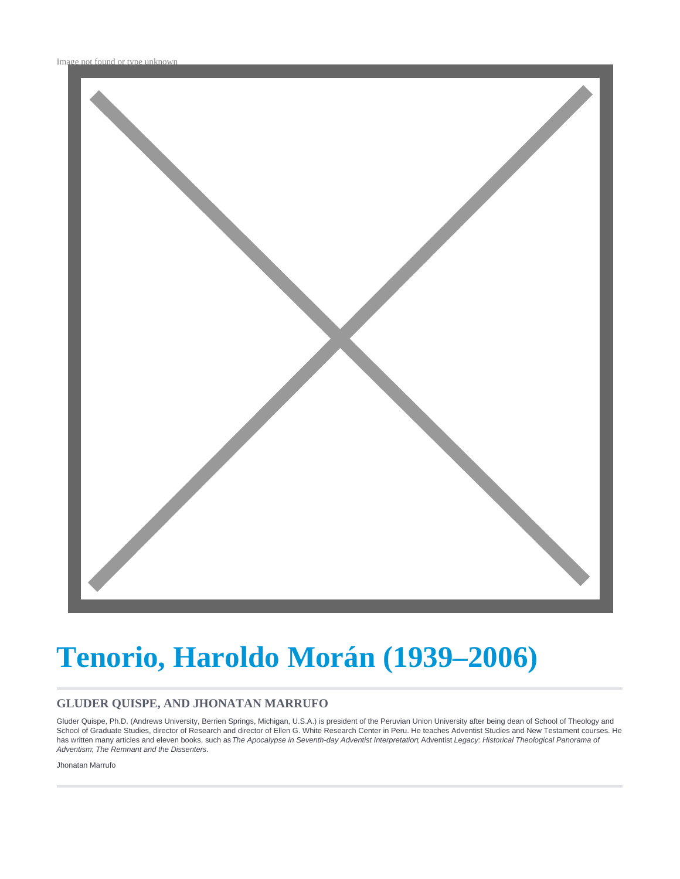Image not found or type unknown

# Tenorio, Haroldo Morán (1939–2006)

### GLUDER QUISPE, AND JHONATAN MARRUFO

Gluder Quispe, Ph.D. (Andrews University, Berrien Springs, Michigan, U.S.A.) is president of the Peruvian Union University after being dean of School of Theology and School of Graduate Studies, director of Research and director of Ellen G. White Research Center in Peru. He teaches Adventist Studies and New Testament courses. He has written many articles and eleven books, such as *The Apocalypse in Seventh-day Adventist Interpretation*; Adventist *Legacy: Historical Theological Panorama of Adventism*; *The Remnant and the Dissenters.*

Jhonatan Marrufo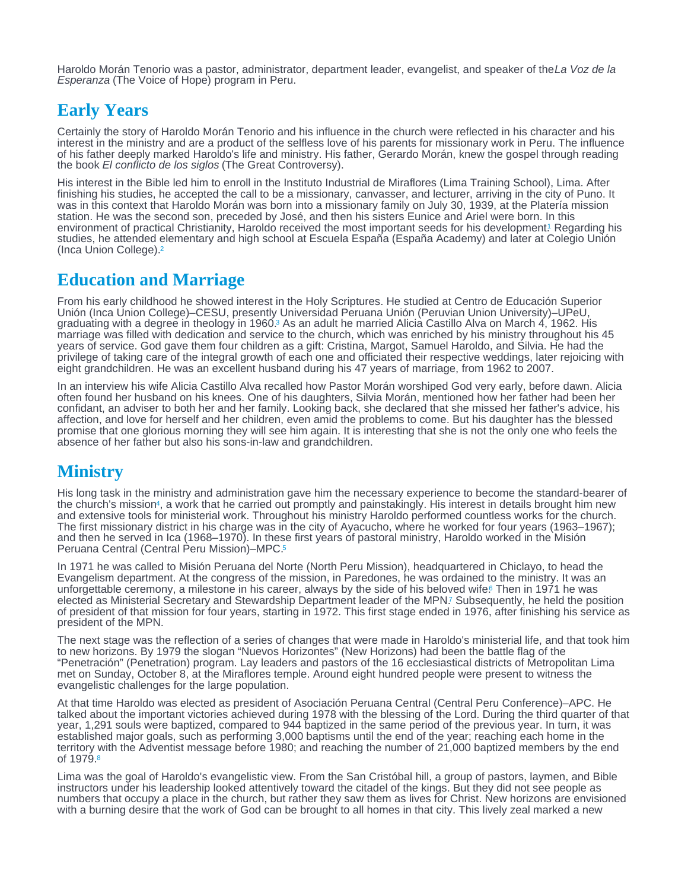Haroldo Morán Tenorio was a pastor, administrator, department leader, evangelist, and speaker of the *La Voz de la Esperanza* (The Voice of Hope) program in Peru.

## Early Years

Certainly the story of Haroldo Morán Tenorio and his influence in the church were reflected in his character and his interest in the ministry and are a product of the selfless love of his parents for missionary work in Peru. The influence of his father deeply marked Haroldo's life and ministry. His father, Gerardo Morán, knew the gospel through reading the book *El conflicto de los siglos* (The Great Controversy).

His interest in the Bible led him to enroll in the Instituto Industrial de Miraflores (Lima Training School), Lima. After finishing his studies, he accepted the call to be a missionary, canvasser, and lecturer, arriving in the city of Puno. It was in this context that Haroldo Morán was born into a missionary family on July 30, 1939, at the Platería mission station. He was the second son, preceded by José, and then his sisters Eunice and Ariel were born. In this environment of practical Christianity, Haroldo received the most important seeds for his development[1] Regarding his studies, he attended elementary and high school at Escuela España (España Academy) and later at Colegio Unión (Inca Union College).[2]

## Education and Marriage

From his early childhood he showed interest in the Holy Scriptures. He studied at Centro de Educación Superior Unión (Inca Union College)–CESU, presently Universidad Peruana Unión (Peruvian Union University)–UPeU, graduating with a degree in theology in 1960.[3] As an adult he married Alicia Castillo Alva on March 4, 1962. His marriage was filled with dedication and service to the church, which was enriched by his ministry throughout his 45 years of service. God gave them four children as a gift: Cristina, Margot, Samuel Haroldo, and Silvia. He had the privilege of taking care of the integral growth of each one and officiated their respective weddings, later rejoicing with eight grandchildren. He was an excellent husband during his 47 years of marriage, from 1962 to 2007.

In an interview his wife Alicia Castillo Alva recalled how Pastor Morán worshiped God very early, before dawn. Alicia often found her husband on his knees. One of his daughters, Silvia Morán, mentioned how her father had been her confidant, an adviser to both her and her family. Looking back, she declared that she missed her father's advice, his affection, and love for herself and her children, even amid the problems to come. But his daughter has the blessed promise that one glorious morning they will see him again. It is interesting that she is not the only one who feels the absence of her father but also his sons-in-law and grandchildren.

## Ministry

His long task in the ministry and administration gave him the necessary experience to become the standard-bearer of the church's mission[4], a work that he carried out promptly and painstakingly. His interest in details brought him new and extensive tools for ministerial work. Throughout his ministry Haroldo performed countless works for the church. The first missionary district in his charge was in the city of Ayacucho, where he worked for four years (1963–1967); and then he served in Ica (1968–1970). In these first years of pastoral ministry, Haroldo worked in the Misión Peruana Central (Central Peru Mission)–MPC.[5]

In 1971 he was called to Misión Peruana del Norte (North Peru Mission), headquartered in Chiclayo, to head the Evangelism department. At the congress of the mission, in Paredones, he was ordained to the ministry. It was an unforgettable ceremony, a milestone in his career, always by the side of his beloved wife[6] Then in 1971 he was elected as Ministerial Secretary and Stewardship Department leader of the MPN[7] Subsequently, he held the position of president of that mission for four years, starting in 1972. This first stage ended in 1976, after finishing his service as president of the MPN.

The next stage was the reflection of a series of changes that were made in Haroldo's ministerial life, and that took him to new horizons. By 1979 the slogan "Nuevos Horizontes" (New Horizons) had been the battle flag of the "Penetración" (Penetration) program. Lay leaders and pastors of the 16 ecclesiastical districts of Metropolitan Lima met on Sunday, October 8, at the Miraflores temple. Around eight hundred people were present to witness the evangelistic challenges for the large population.

At that time Haroldo was elected as president of Asociación Peruana Central (Central Peru Conference)–APC. He talked about the important victories achieved during 1978 with the blessing of the Lord. During the third quarter of that year, 1,291 souls were baptized, compared to 944 baptized in the same period of the previous year. In turn, it was established major goals, such as performing 3,000 baptisms until the end of the year; reaching each home in the territory with the Adventist message before 1980; and reaching the number of 21,000 baptized members by the end of 1979.[8]

Lima was the goal of Haroldo's evangelistic view. From the San Cristóbal hill, a group of pastors, laymen, and Bible instructors under his leadership looked attentively toward the citadel of the kings. But they did not see people as numbers that occupy a place in the church, but rather they saw them as lives for Christ. New horizons are envisioned with a burning desire that the work of God can be brought to all homes in that city. This lively zeal marked a new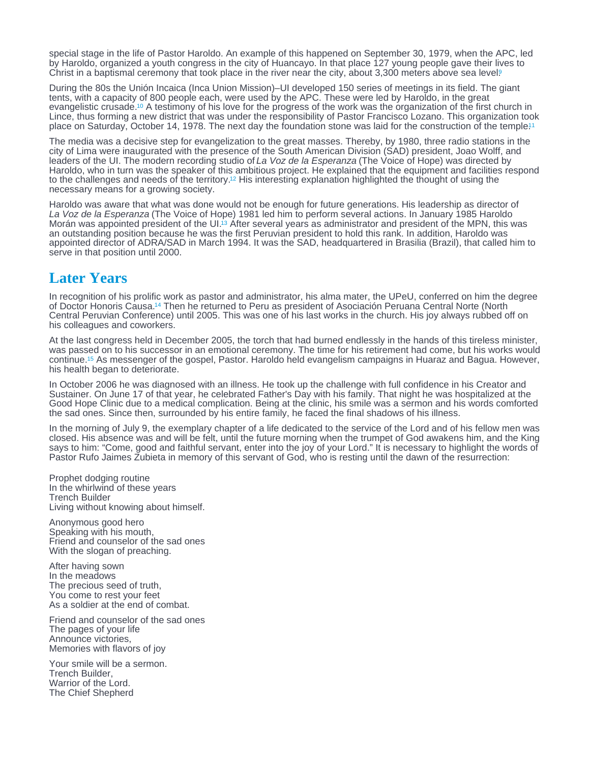special stage in the life of Pastor Haroldo. An example of this happened on September 30, 1979, when the APC, led by Haroldo, organized a youth congress in the city of Huancayo. In that place 127 young people gave their lives to Christ in a baptismal ceremony that took place in the river near the city, about 3,300 meters above sea level.[9]

During the 80s the Unión Incaica (Inca Union Mission)–UI developed 150 series of meetings in its field. The giant tents, with a capacity of 800 people each, were used by the APC. These were led by Haroldo, in the great evangelistic crusade.[10] A testimony of his love for the progress of the work was the organization of the first church in Lince, thus forming a new district that was under the responsibility of Pastor Francisco Lozano. This organization took place on Saturday, October 14, 1978. The next day the foundation stone was laid for the construction of the temple.[11]

The media was a decisive step for evangelization to the great masses. Thereby, by 1980, three radio stations in the city of Lima were inaugurated with the presence of the South American Division (SAD) president, Joao Wolff, and leaders of the UI. The modern recording studio of *La Voz de la Esperanza* (The Voice of Hope) was directed by Haroldo, who in turn was the speaker of this ambitious project. He explained that the equipment and facilities respond to the challenges and needs of the territory.[12] His interesting explanation highlighted the thought of using the necessary means for a growing society.

Haroldo was aware that what was done would not be enough for future generations. His leadership as director of *La Voz de la Esperanza* (The Voice of Hope) 1981 led him to perform several actions. In January 1985 Haroldo Morán was appointed president of the UI.[13] After several years as administrator and president of the MPN, this was an outstanding position because he was the first Peruvian president to hold this rank. In addition, Haroldo was appointed director of ADRA/SAD in March 1994. It was the SAD, headquartered in Brasilia (Brazil), that called him to serve in that position until 2000.

## Later Years

In recognition of his prolific work as pastor and administrator, his alma mater, the UPeU, conferred on him the degree of Doctor Honoris Causa.[14] Then he returned to Peru as president of Asociación Peruana Central Norte (North Central Peruvian Conference) until 2005. This was one of his last works in the church. His joy always rubbed off on his colleagues and coworkers.

At the last congress held in December 2005, the torch that had burned endlessly in the hands of this tireless minister, was passed on to his successor in an emotional ceremony. The time for his retirement had come, but his works would continue.[15] As messenger of the gospel, Pastor. Haroldo held evangelism campaigns in Huaraz and Bagua. However, his health began to deteriorate.

In October 2006 he was diagnosed with an illness. He took up the challenge with full confidence in his Creator and Sustainer. On June 17 of that year, he celebrated Father's Day with his family. That night he was hospitalized at the Good Hope Clinic due to a medical complication. Being at the clinic, his smile was a sermon and his words comforted the sad ones. Since then, surrounded by his entire family, he faced the final shadows of his illness.

In the morning of July 9, the exemplary chapter of a life dedicated to the service of the Lord and of his fellow men was closed. His absence was and will be felt, until the future morning when the trumpet of God awakens him, and the King says to him: "Come, good and faithful servant, enter into the joy of your Lord." It is necessary to highlight the words of Pastor Rufo Jaimes Zubieta in memory of this servant of God, who is resting until the dawn of the resurrection:

Prophet dodging routine
In the whirlwind of these years
Trench Builder
Living without knowing about himself.

Anonymous good hero
Speaking with his mouth,
Friend and counselor of the sad ones
With the slogan of preaching.

After having sown
In the meadows
The precious seed of truth,
You come to rest your feet
As a soldier at the end of combat.

Friend and counselor of the sad ones
The pages of your life
Announce victories,
Memories with flavors of joy

Your smile will be a sermon.
Trench Builder,
Warrior of the Lord.
The Chief Shepherd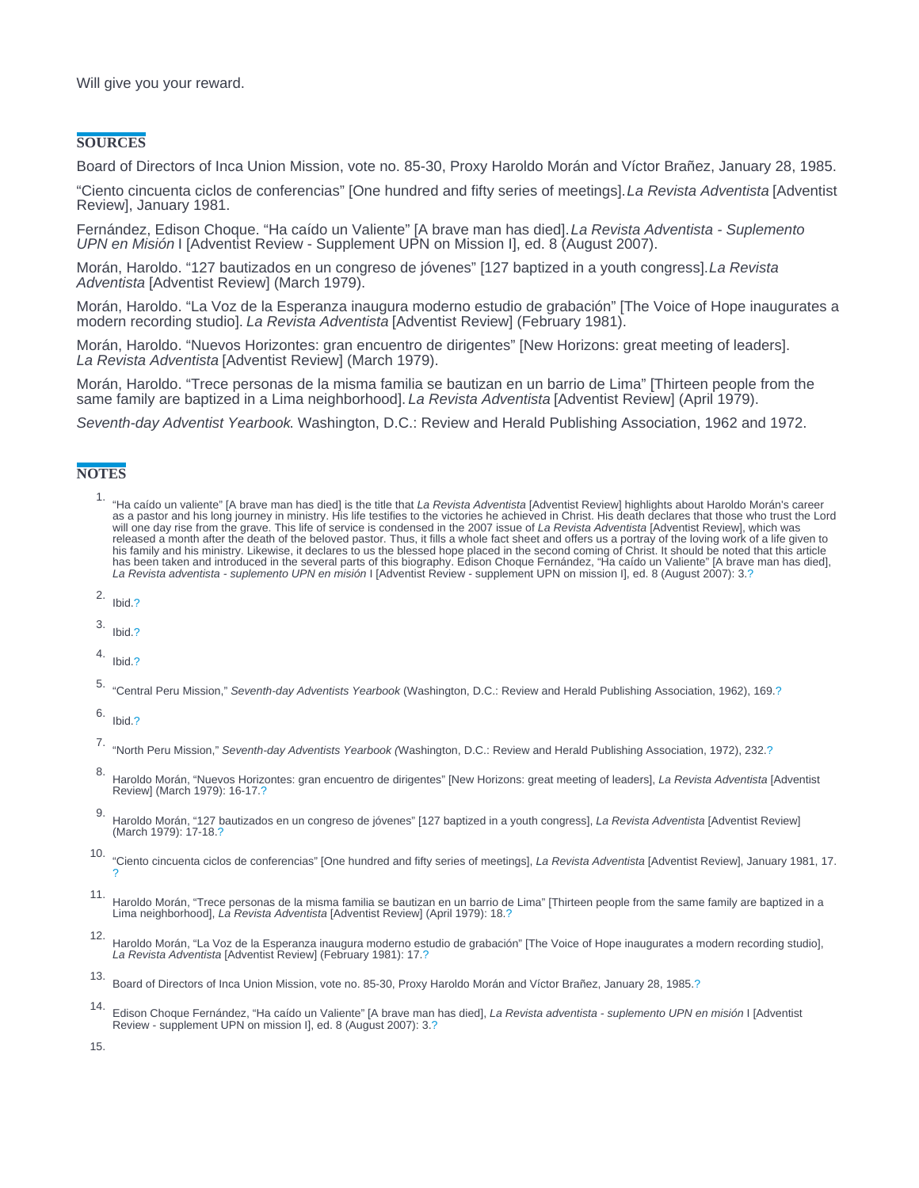Will give you your reward.

## SOURCES

Board of Directors of Inca Union Mission, vote no. 85-30, Proxy Haroldo Morán and Víctor Brañez, January 28, 1985.

"Ciento cincuenta ciclos de conferencias" [One hundred and fifty series of meetings]. *La Revista Adventista* [Adventist Review], January 1981.

Fernández, Edison Choque. "Ha caído un Valiente" [A brave man has died]. *La Revista Adventista - Suplemento UPN en Misión* I [Adventist Review - Supplement UPN on Mission I], ed. 8 (August 2007).

Morán, Haroldo. "127 bautizados en un congreso de jóvenes" [127 baptized in a youth congress]. *La Revista Adventista* [Adventist Review] (March 1979).

Morán, Haroldo. "La Voz de la Esperanza inaugura moderno estudio de grabación" [The Voice of Hope inaugurates a modern recording studio]. *La Revista Adventista* [Adventist Review] (February 1981).

Morán, Haroldo. "Nuevos Horizontes: gran encuentro de dirigentes" [New Horizons: great meeting of leaders]. *La Revista Adventista* [Adventist Review] (March 1979).

Morán, Haroldo. "Trece personas de la misma familia se bautizan en un barrio de Lima" [Thirteen people from the same family are baptized in a Lima neighborhood]. *La Revista Adventista* [Adventist Review] (April 1979).

*Seventh-day Adventist Yearbook*. Washington, D.C.: Review and Herald Publishing Association, 1962 and 1972.

## NOTES

1. "Ha caído un valiente" [A brave man has died] is the title that *La Revista Adventista* [Adventist Review] highlights about Haroldo Morán's career as a pastor and his long journey in ministry. His life testifies to the victories he achieved in Christ. His death declares that those who trust the Lord will one day rise from the grave. This life of service is condensed in the 2007 issue of *La Revista Adventista* [Adventist Review], which was released a month after the death of the beloved pastor. Thus, it fills a whole fact sheet and offers us a portray of the loving work of a life given to his family and his ministry. Likewise, it declares to us the blessed hope placed in the second coming of Christ. It should be noted that this article has been taken and introduced in the several parts of this biography. Edison Choque Fernández, "Ha caído un Valiente" [A brave man has died], *La Revista adventista - suplemento UPN en misión* I [Adventist Review - supplement UPN on mission I], ed. 8 (August 2007): 3.?
2. Ibid.?
3. Ibid.?
4. Ibid.?
5. "Central Peru Mission," *Seventh-day Adventists Yearbook* (Washington, D.C.: Review and Herald Publishing Association, 1962), 169.?
6. Ibid.?
7. "North Peru Mission," *Seventh-day Adventists Yearbook (*Washington, D.C.: Review and Herald Publishing Association, 1972), 232.?
8. Haroldo Morán, "Nuevos Horizontes: gran encuentro de dirigentes" [New Horizons: great meeting of leaders], *La Revista Adventista* [Adventist Review] (March 1979): 16-17.?
9. Haroldo Morán, "127 bautizados en un congreso de jóvenes" [127 baptized in a youth congress], *La Revista Adventista* [Adventist Review] (March 1979): 17-18.?
10. "Ciento cincuenta ciclos de conferencias" [One hundred and fifty series of meetings], *La Revista Adventista* [Adventist Review], January 1981, 17. ?
11. Haroldo Morán, "Trece personas de la misma familia se bautizan en un barrio de Lima" [Thirteen people from the same family are baptized in a Lima neighborhood], *La Revista Adventista* [Adventist Review] (April 1979): 18.?
12. Haroldo Morán, "La Voz de la Esperanza inaugura moderno estudio de grabación" [The Voice of Hope inaugurates a modern recording studio], *La Revista Adventista* [Adventist Review] (February 1981): 17.?
13. Board of Directors of Inca Union Mission, vote no. 85-30, Proxy Haroldo Morán and Víctor Brañez, January 28, 1985.?
14. Edison Choque Fernández, "Ha caído un Valiente" [A brave man has died], *La Revista adventista - suplemento UPN en misión* I [Adventist Review - supplement UPN on mission I], ed. 8 (August 2007): 3.?
15.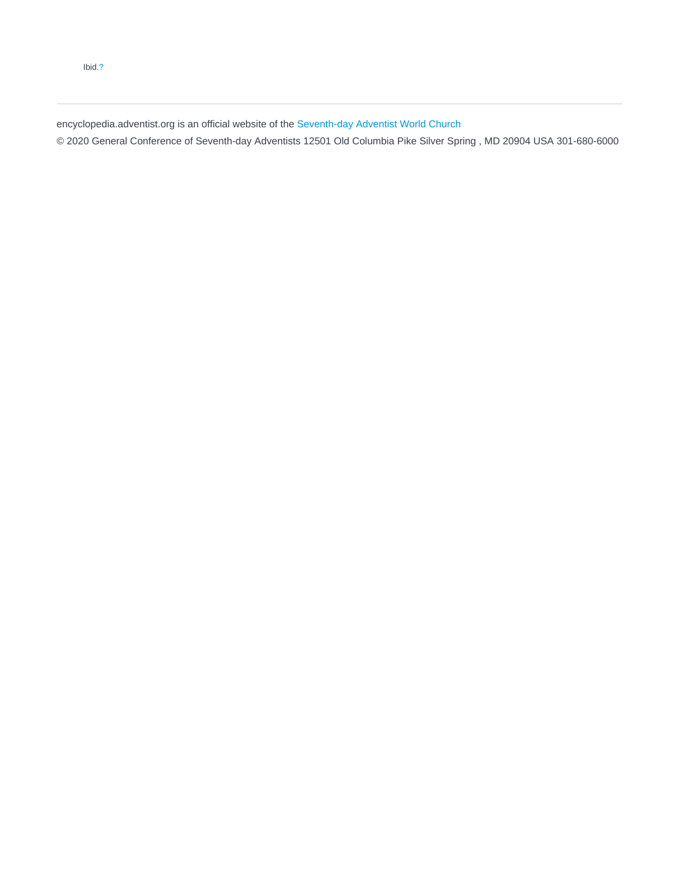Ibid.?

---

encyclopedia.adventist.org is an official website of the Seventh-day Adventist World Church

© 2020 General Conference of Seventh-day Adventists 12501 Old Columbia Pike Silver Spring , MD 20904 USA 301-680-6000